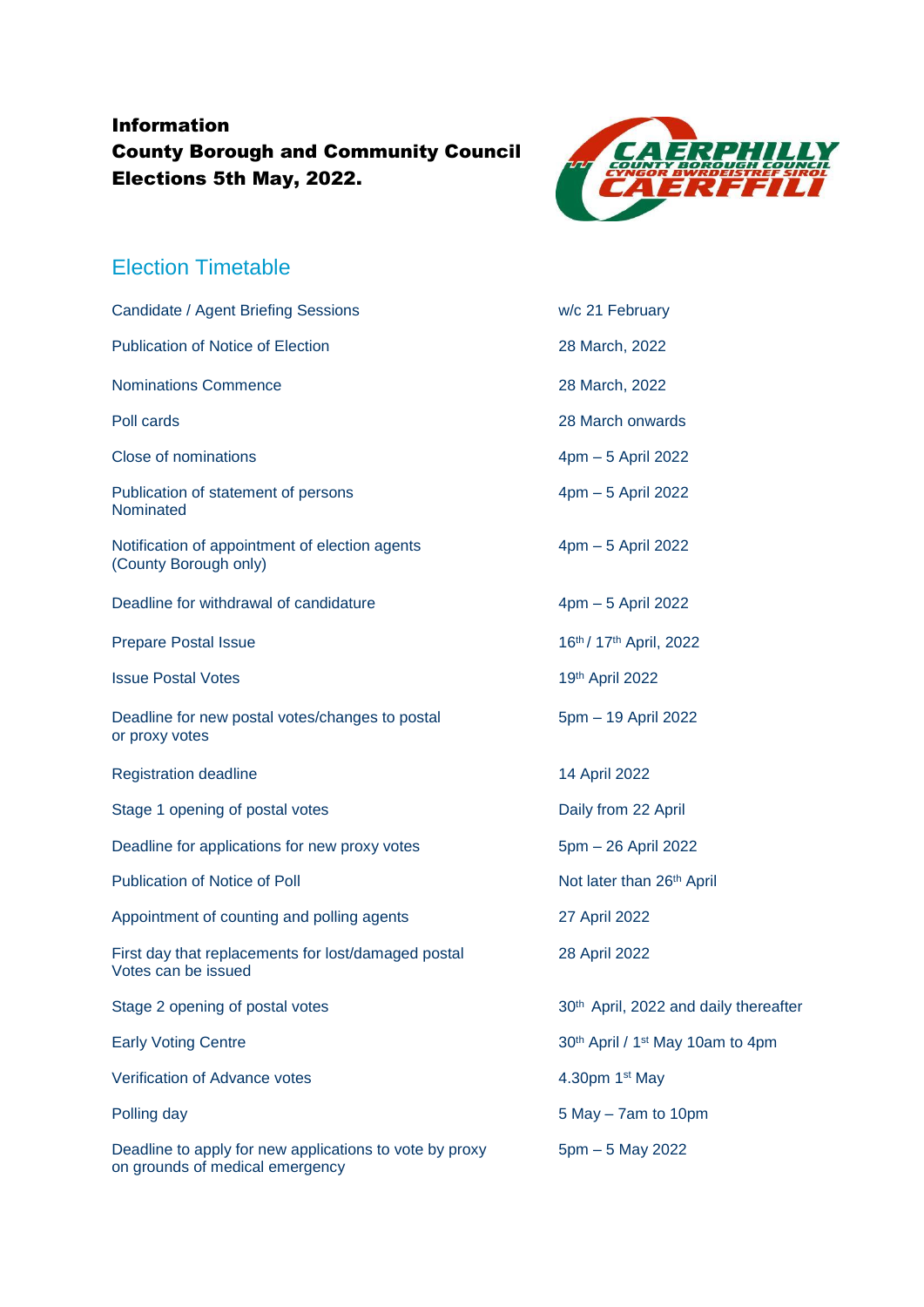**Information**
**County Borough and Community Council Elections 5th May, 2022.**

## Election Timetable

| | |
|---|---|
| Candidate / Agent Briefing Sessions | w/c 21 February |
| Publication of Notice of Election | 28 March, 2022 |
| Nominations Commence | 28 March, 2022 |
| Poll cards | 28 March onwards |
| Close of nominations | 4pm – 5 April 2022 |
| Publication of statement of persons Nominated | 4pm – 5 April 2022 |
| Notification of appointment of election agents (County Borough only) | 4pm – 5 April 2022 |
| Deadline for withdrawal of candidature | 4pm – 5 April 2022 |
| Prepare Postal Issue | 16th / 17th April, 2022 |
| Issue Postal Votes | 19th April 2022 |
| Deadline for new postal votes/changes to postal or proxy votes | 5pm – 19 April 2022 |
| Registration deadline | 14 April 2022 |
| Stage 1 opening of postal votes | Daily from 22 April |
| Deadline for applications for new proxy votes | 5pm – 26 April 2022 |
| Publication of Notice of Poll | Not later than 26th April |
| Appointment of counting and polling agents | 27 April 2022 |
| First day that replacements for lost/damaged postal Votes can be issued | 28 April 2022 |
| Stage 2 opening of postal votes | 30th April, 2022 and daily thereafter |
| Early Voting Centre | 30th April / 1st May 10am to 4pm |
| Verification of Advance votes | 4.30pm 1st May |
| Polling day | 5 May – 7am to 10pm |
| Deadline to apply for new applications to vote by proxy on grounds of medical emergency | 5pm – 5 May 2022 |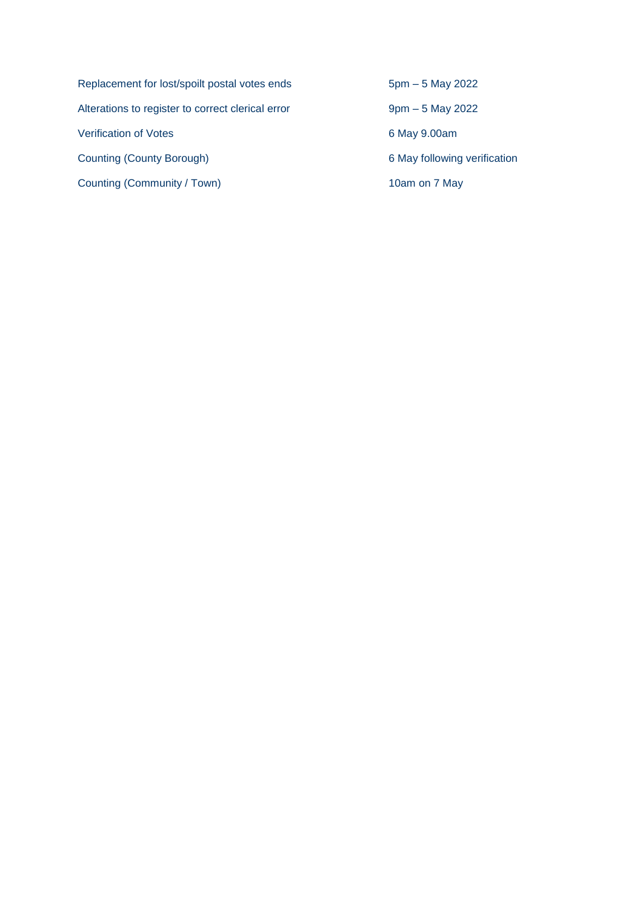| | |
|---|---|
| Replacement for lost/spoilt postal votes ends | 5pm – 5 May 2022 |
| Alterations to register to correct clerical error | 9pm – 5 May 2022 |
| Verification of Votes | 6 May 9.00am |
| Counting (County Borough) | 6 May following verification |
| Counting (Community / Town) | 10am on 7 May |